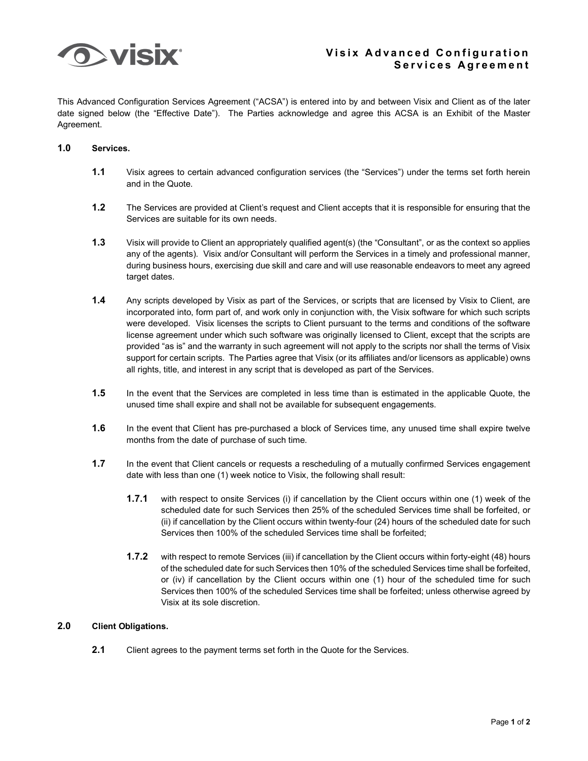# Visix Advanced Configuration Services Agreement

This Advanced Configuration Services Agreement ("ACSA") is entered into by and between Visix and Client as of the later date signed below (the "Effective Date"). The Parties acknowledge and agree this ACSA is an Exhibit of the Master Agreement.

## 1.0 Services.

**1.1** Visix agrees to certain advanced configuration services (the "Services") under the terms set forth herein and in the Quote.

**1.2** The Services are provided at Client's request and Client accepts that it is responsible for ensuring that the Services are suitable for its own needs.

**1.3** Visix will provide to Client an appropriately qualified agent(s) (the "Consultant", or as the context so applies any of the agents). Visix and/or Consultant will perform the Services in a timely and professional manner, during business hours, exercising due skill and care and will use reasonable endeavors to meet any agreed target dates.

**1.4** Any scripts developed by Visix as part of the Services, or scripts that are licensed by Visix to Client, are incorporated into, form part of, and work only in conjunction with, the Visix software for which such scripts were developed. Visix licenses the scripts to Client pursuant to the terms and conditions of the software license agreement under which such software was originally licensed to Client, except that the scripts are provided "as is" and the warranty in such agreement will not apply to the scripts nor shall the terms of Visix support for certain scripts. The Parties agree that Visix (or its affiliates and/or licensors as applicable) owns all rights, title, and interest in any script that is developed as part of the Services.

**1.5** In the event that the Services are completed in less time than is estimated in the applicable Quote, the unused time shall expire and shall not be available for subsequent engagements.

**1.6** In the event that Client has pre-purchased a block of Services time, any unused time shall expire twelve months from the date of purchase of such time.

**1.7** In the event that Client cancels or requests a rescheduling of a mutually confirmed Services engagement date with less than one (1) week notice to Visix, the following shall result:

**1.7.1** with respect to onsite Services (i) if cancellation by the Client occurs within one (1) week of the scheduled date for such Services then 25% of the scheduled Services time shall be forfeited, or (ii) if cancellation by the Client occurs within twenty-four (24) hours of the scheduled date for such Services then 100% of the scheduled Services time shall be forfeited;

**1.7.2** with respect to remote Services (iii) if cancellation by the Client occurs within forty-eight (48) hours of the scheduled date for such Services then 10% of the scheduled Services time shall be forfeited, or (iv) if cancellation by the Client occurs within one (1) hour of the scheduled time for such Services then 100% of the scheduled Services time shall be forfeited; unless otherwise agreed by Visix at its sole discretion.

## 2.0 Client Obligations.

**2.1** Client agrees to the payment terms set forth in the Quote for the Services.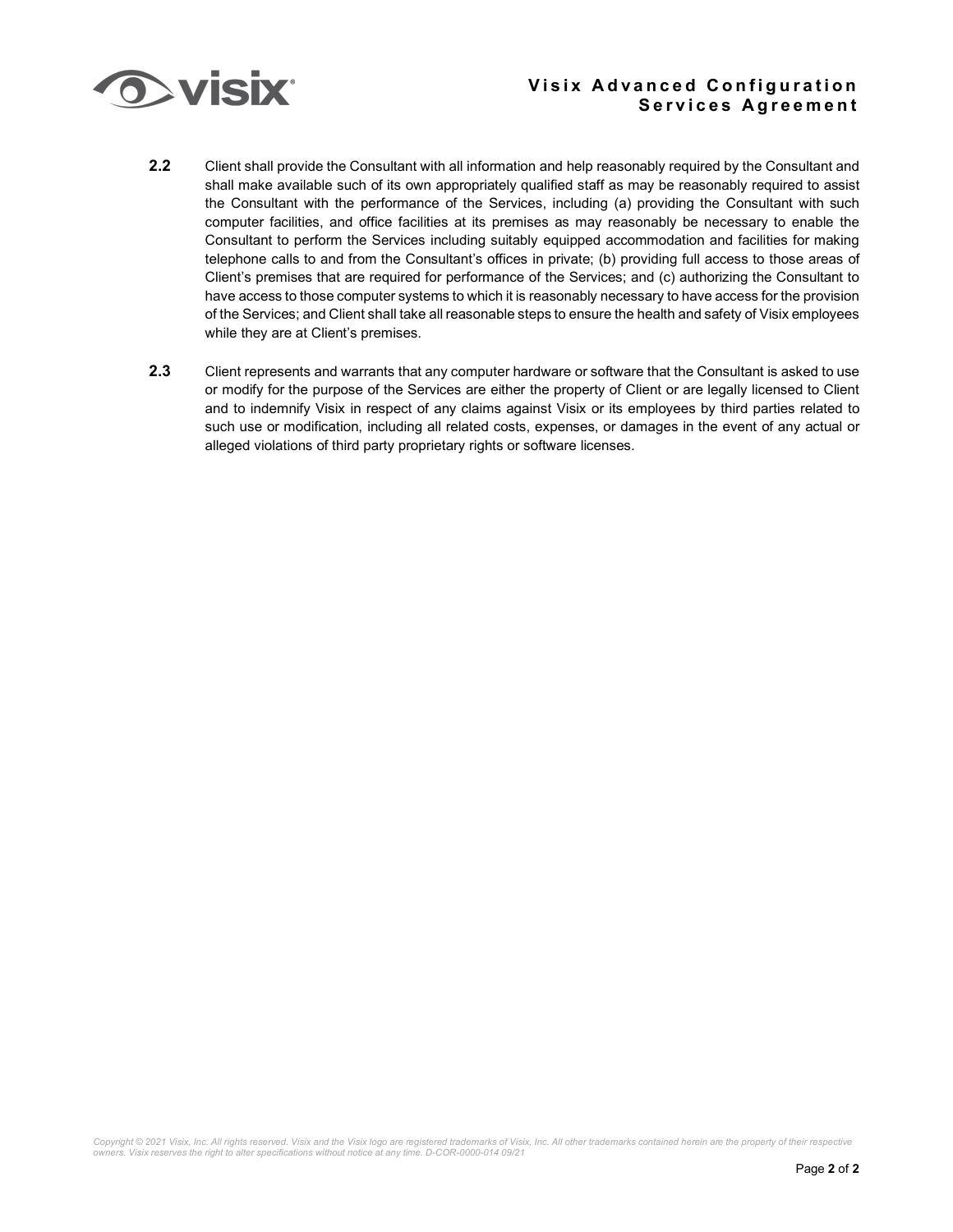**2.2** Client shall provide the Consultant with all information and help reasonably required by the Consultant and shall make available such of its own appropriately qualified staff as may be reasonably required to assist the Consultant with the performance of the Services, including (a) providing the Consultant with such computer facilities, and office facilities at its premises as may reasonably be necessary to enable the Consultant to perform the Services including suitably equipped accommodation and facilities for making telephone calls to and from the Consultant's offices in private; (b) providing full access to those areas of Client's premises that are required for performance of the Services; and (c) authorizing the Consultant to have access to those computer systems to which it is reasonably necessary to have access for the provision of the Services; and Client shall take all reasonable steps to ensure the health and safety of Visix employees while they are at Client's premises.

**2.3** Client represents and warrants that any computer hardware or software that the Consultant is asked to use or modify for the purpose of the Services are either the property of Client or are legally licensed to Client and to indemnify Visix in respect of any claims against Visix or its employees by third parties related to such use or modification, including all related costs, expenses, or damages in the event of any actual or alleged violations of third party proprietary rights or software licenses.